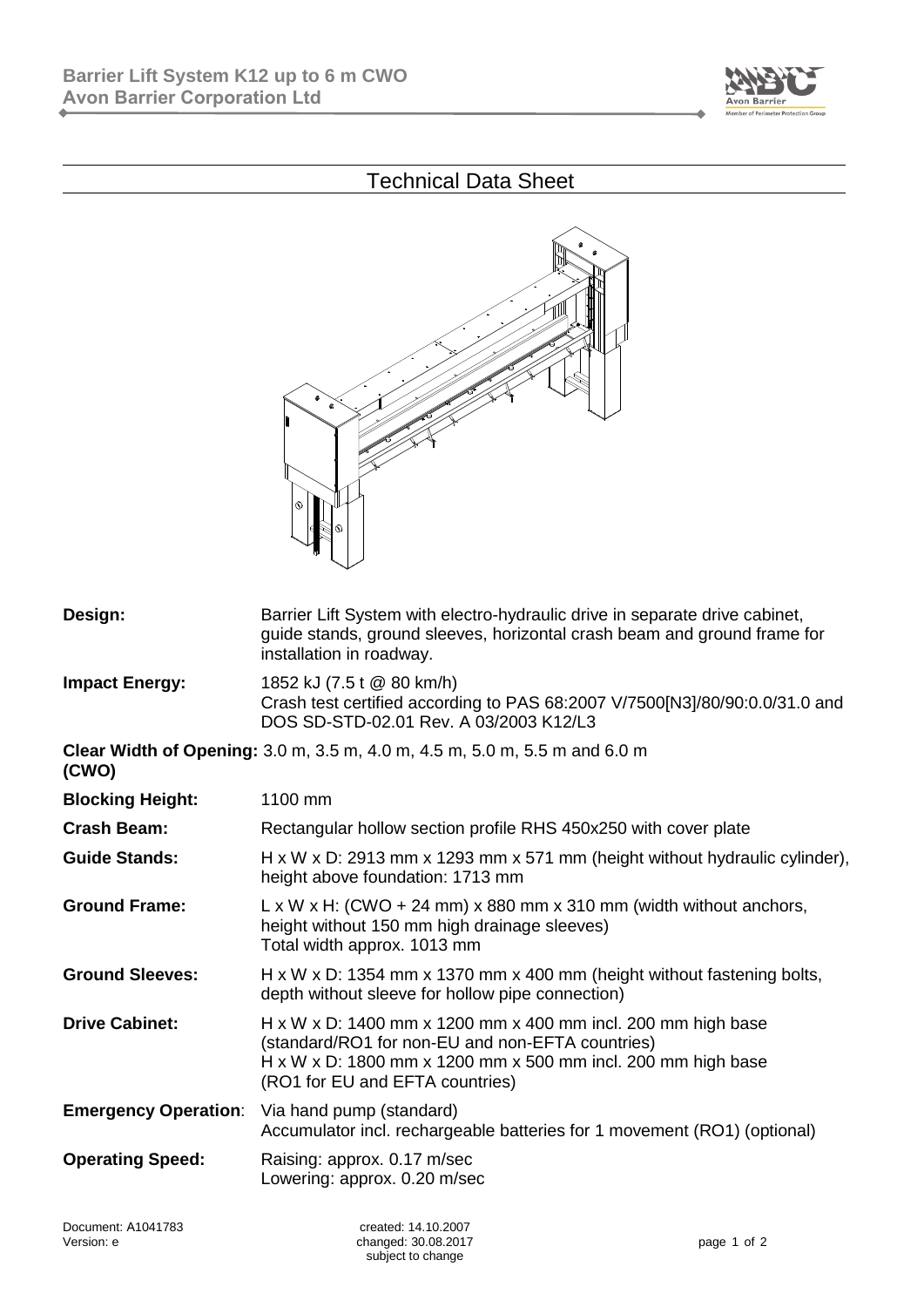# Technical Data Sheet

| | |
|---|---|
| **Design:** | Barrier Lift System with electro-hydraulic drive in separate drive cabinet, guide stands, ground sleeves, horizontal crash beam and ground frame for installation in roadway. |
| **Impact Energy:** | 1852 kJ (7.5 t @ 80 km/h)<br>Crash test certified according to PAS 68:2007 V/7500[N3]/80/90:0.0/31.0 and DOS SD-STD-02.01 Rev. A 03/2003 K12/L3 |
| **Clear Width of Opening: (CWO)** | 3.0 m, 3.5 m, 4.0 m, 4.5 m, 5.0 m, 5.5 m and 6.0 m |
| **Blocking Height:** | 1100 mm |
| **Crash Beam:** | Rectangular hollow section profile RHS 450x250 with cover plate |
| **Guide Stands:** | H x W x D: 2913 mm x 1293 mm x 571 mm (height without hydraulic cylinder), height above foundation: 1713 mm |
| **Ground Frame:** | L x W x H: (CWO + 24 mm) x 880 mm x 310 mm (width without anchors, height without 150 mm high drainage sleeves)<br>Total width approx. 1013 mm |
| **Ground Sleeves:** | H x W x D: 1354 mm x 1370 mm x 400 mm (height without fastening bolts, depth without sleeve for hollow pipe connection) |
| **Drive Cabinet:** | H x W x D: 1400 mm x 1200 mm x 400 mm incl. 200 mm high base (standard/RO1 for non-EU and non-EFTA countries)<br>H x W x D: 1800 mm x 1200 mm x 500 mm incl. 200 mm high base (RO1 for EU and EFTA countries) |
| **Emergency Operation:** | Via hand pump (standard)<br>Accumulator incl. rechargeable batteries for 1 movement (RO1) (optional) |
| **Operating Speed:** | Raising: approx. 0.17 m/sec<br>Lowering: approx. 0.20 m/sec |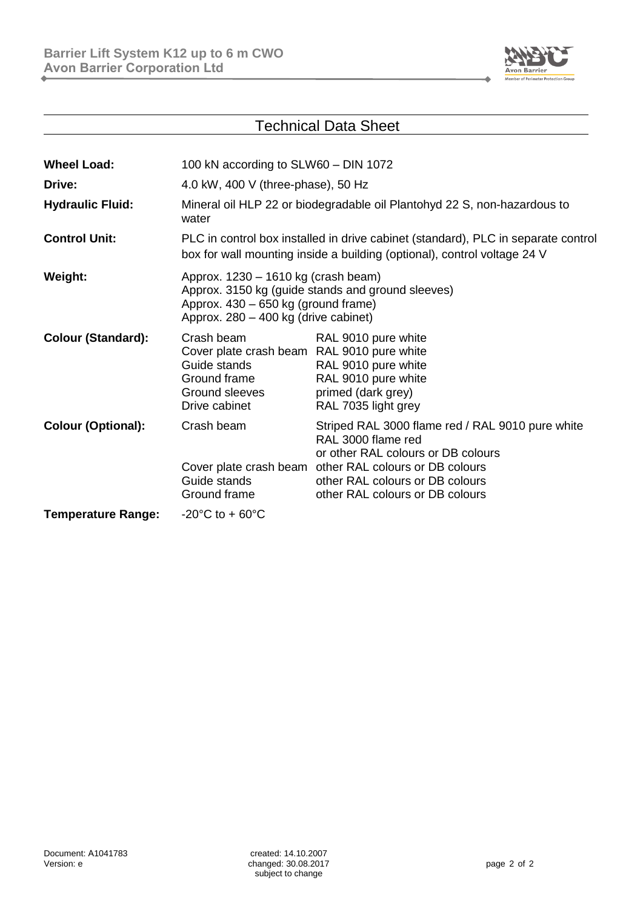## Technical Data Sheet

| | | |
|---|---|---|
| **Wheel Load:** | 100 kN according to SLW60 – DIN 1072 | |
| **Drive:** | 4.0 kW, 400 V (three-phase), 50 Hz | |
| **Hydraulic Fluid:** | Mineral oil HLP 22 or biodegradable oil Plantohyd 22 S, non-hazardous to water | |
| **Control Unit:** | PLC in control box installed in drive cabinet (standard), PLC in separate control box for wall mounting inside a building (optional), control voltage 24 V | |
| **Weight:** | Approx. 1230 – 1610 kg (crash beam)<br>Approx. 3150 kg (guide stands and ground sleeves)<br>Approx. 430 – 650 kg (ground frame)<br>Approx. 280 – 400 kg (drive cabinet) | |
| **Colour (Standard):** | Crash beam | RAL 9010 pure white |
| | Cover plate crash beam | RAL 9010 pure white |
| | Guide stands | RAL 9010 pure white |
| | Ground frame | RAL 9010 pure white |
| | Ground sleeves | primed (dark grey) |
| | Drive cabinet | RAL 7035 light grey |
| **Colour (Optional):** | Crash beam | Striped RAL 3000 flame red / RAL 9010 pure white<br>RAL 3000 flame red<br>or other RAL colours or DB colours |
| | Cover plate crash beam | other RAL colours or DB colours |
| | Guide stands | other RAL colours or DB colours |
| | Ground frame | other RAL colours or DB colours |
| **Temperature Range:** | -20°C to + 60°C | |

Document: A1041783
Version: e

created: 14.10.2007
changed: 30.08.2017
subject to change